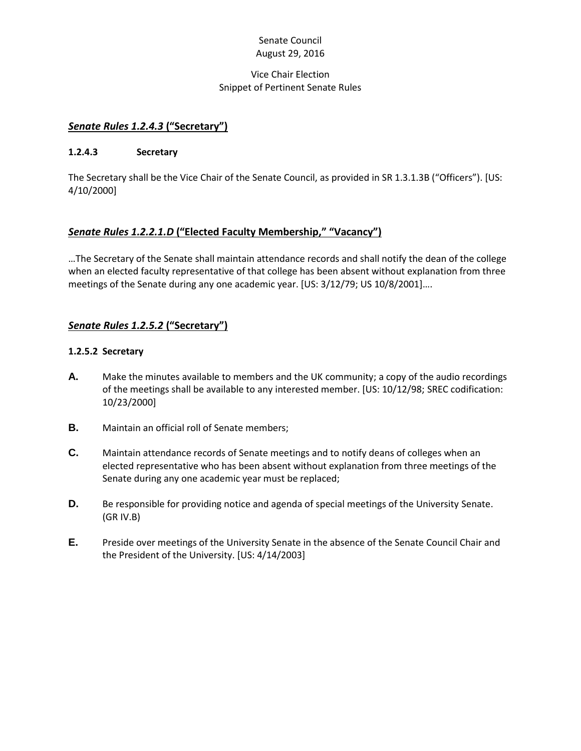Senate Council
August 29, 2016

Vice Chair Election
Snippet of Pertinent Senate Rules

## ***Senate Rules 1.2.4.3*** **("Secretary")**

### 1.2.4.3 Secretary

The Secretary shall be the Vice Chair of the Senate Council, as provided in SR 1.3.1.3B ("Officers"). [US: 4/10/2000]

## ***Senate Rules 1.2.2.1.D*** **("Elected Faculty Membership," "Vacancy")**

…The Secretary of the Senate shall maintain attendance records and shall notify the dean of the college when an elected faculty representative of that college has been absent without explanation from three meetings of the Senate during any one academic year. [US: 3/12/79; US 10/8/2001]….

## ***Senate Rules 1.2.5.2*** **("Secretary")**

### 1.2.5.2 Secretary

**A.** Make the minutes available to members and the UK community; a copy of the audio recordings of the meetings shall be available to any interested member. [US: 10/12/98; SREC codification: 10/23/2000]

**B.** Maintain an official roll of Senate members;

**C.** Maintain attendance records of Senate meetings and to notify deans of colleges when an elected representative who has been absent without explanation from three meetings of the Senate during any one academic year must be replaced;

**D.** Be responsible for providing notice and agenda of special meetings of the University Senate. (GR IV.B)

**E.** Preside over meetings of the University Senate in the absence of the Senate Council Chair and the President of the University. [US: 4/14/2003]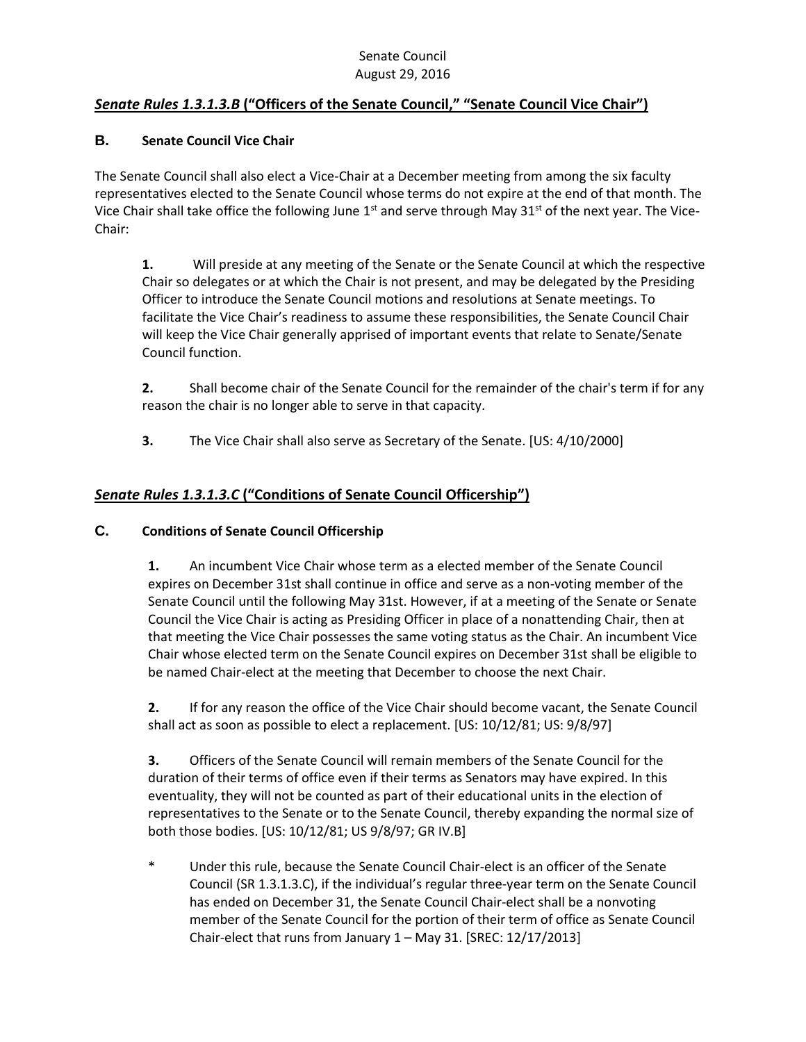Senate Council
August 29, 2016

## *Senate Rules 1.3.1.3.B* ("Officers of the Senate Council," "Senate Council Vice Chair")

### B. Senate Council Vice Chair

The Senate Council shall also elect a Vice-Chair at a December meeting from among the six faculty representatives elected to the Senate Council whose terms do not expire at the end of that month. The Vice Chair shall take office the following June 1st and serve through May 31st of the next year. The Vice-Chair:

> **1.** Will preside at any meeting of the Senate or the Senate Council at which the respective Chair so delegates or at which the Chair is not present, and may be delegated by the Presiding Officer to introduce the Senate Council motions and resolutions at Senate meetings. To facilitate the Vice Chair's readiness to assume these responsibilities, the Senate Council Chair will keep the Vice Chair generally apprised of important events that relate to Senate/Senate Council function.
>
> **2.** Shall become chair of the Senate Council for the remainder of the chair's term if for any reason the chair is no longer able to serve in that capacity.
>
> **3.** The Vice Chair shall also serve as Secretary of the Senate. [US: 4/10/2000]

## *Senate Rules 1.3.1.3.C* ("Conditions of Senate Council Officership")

### C. Conditions of Senate Council Officership

> **1.** An incumbent Vice Chair whose term as a elected member of the Senate Council expires on December 31st shall continue in office and serve as a non-voting member of the Senate Council until the following May 31st. However, if at a meeting of the Senate or Senate Council the Vice Chair is acting as Presiding Officer in place of a nonattending Chair, then at that meeting the Vice Chair possesses the same voting status as the Chair. An incumbent Vice Chair whose elected term on the Senate Council expires on December 31st shall be eligible to be named Chair-elect at the meeting that December to choose the next Chair.
>
> **2.** If for any reason the office of the Vice Chair should become vacant, the Senate Council shall act as soon as possible to elect a replacement. [US: 10/12/81; US: 9/8/97]
>
> **3.** Officers of the Senate Council will remain members of the Senate Council for the duration of their terms of office even if their terms as Senators may have expired. In this eventuality, they will not be counted as part of their educational units in the election of representatives to the Senate or to the Senate Council, thereby expanding the normal size of both those bodies. [US: 10/12/81; US 9/8/97; GR IV.B]
>
> \* Under this rule, because the Senate Council Chair-elect is an officer of the Senate Council (SR 1.3.1.3.C), if the individual's regular three-year term on the Senate Council has ended on December 31, the Senate Council Chair-elect shall be a nonvoting member of the Senate Council for the portion of their term of office as Senate Council Chair-elect that runs from January 1 – May 31. [SREC: 12/17/2013]